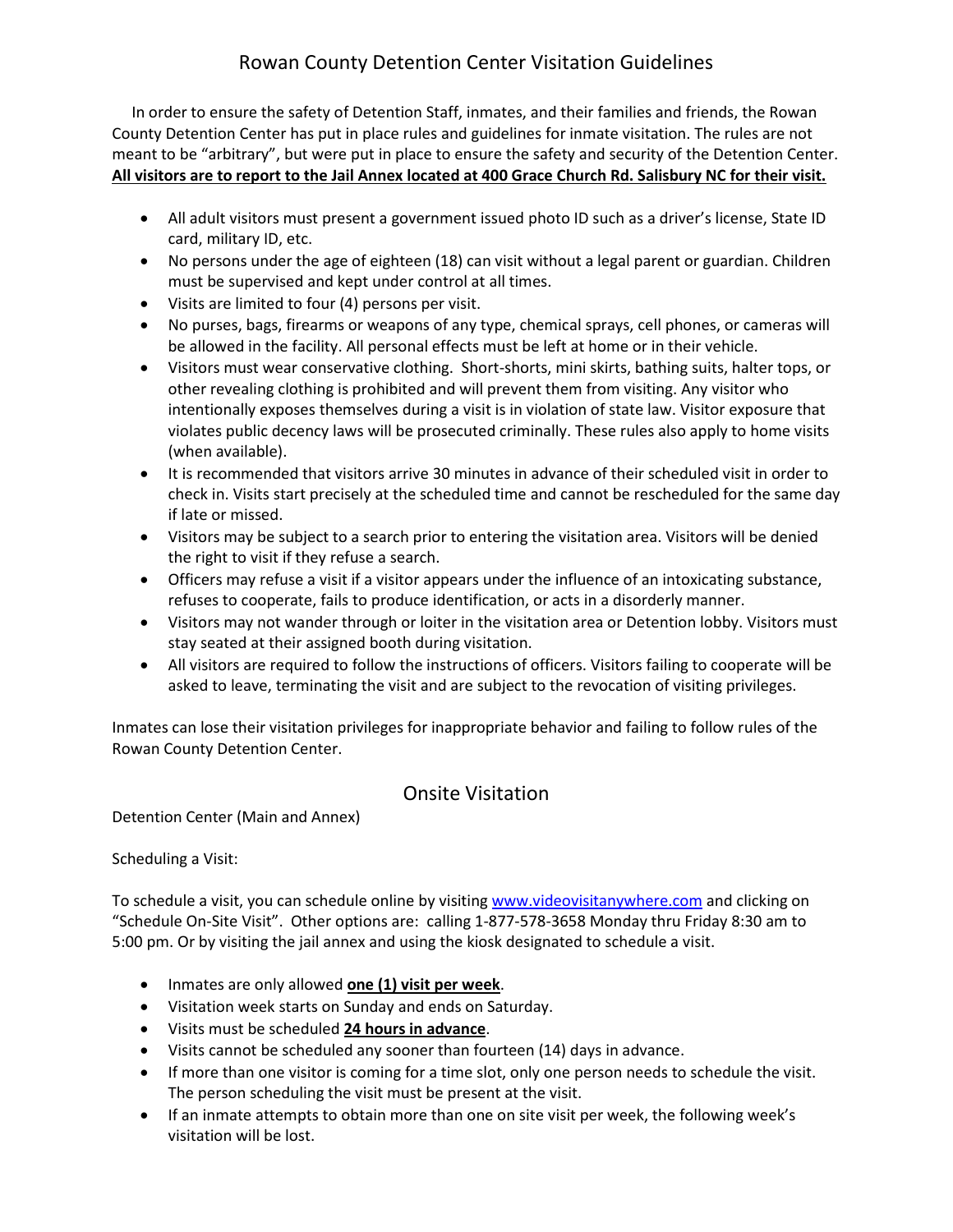# Rowan County Detention Center Visitation Guidelines

In order to ensure the safety of Detention Staff, inmates, and their families and friends, the Rowan County Detention Center has put in place rules and guidelines for inmate visitation. The rules are not meant to be "arbitrary", but were put in place to ensure the safety and security of the Detention Center. **All visitors are to report to the Jail Annex located at 400 Grace Church Rd. Salisbury NC for their visit.**

- All adult visitors must present a government issued photo ID such as a driver's license, State ID card, military ID, etc.
- No persons under the age of eighteen (18) can visit without a legal parent or guardian. Children must be supervised and kept under control at all times.
- Visits are limited to four (4) persons per visit.
- No purses, bags, firearms or weapons of any type, chemical sprays, cell phones, or cameras will be allowed in the facility. All personal effects must be left at home or in their vehicle.
- Visitors must wear conservative clothing. Short-shorts, mini skirts, bathing suits, halter tops, or other revealing clothing is prohibited and will prevent them from visiting. Any visitor who intentionally exposes themselves during a visit is in violation of state law. Visitor exposure that violates public decency laws will be prosecuted criminally. These rules also apply to home visits (when available).
- It is recommended that visitors arrive 30 minutes in advance of their scheduled visit in order to check in. Visits start precisely at the scheduled time and cannot be rescheduled for the same day if late or missed.
- Visitors may be subject to a search prior to entering the visitation area. Visitors will be denied the right to visit if they refuse a search.
- Officers may refuse a visit if a visitor appears under the influence of an intoxicating substance, refuses to cooperate, fails to produce identification, or acts in a disorderly manner.
- Visitors may not wander through or loiter in the visitation area or Detention lobby. Visitors must stay seated at their assigned booth during visitation.
- All visitors are required to follow the instructions of officers. Visitors failing to cooperate will be asked to leave, terminating the visit and are subject to the revocation of visiting privileges.

Inmates can lose their visitation privileges for inappropriate behavior and failing to follow rules of the Rowan County Detention Center.

## Onsite Visitation

Detention Center (Main and Annex)

Scheduling a Visit:

To schedule a visit, you can schedule online by visiting www.videovisitanywhere.com and clicking on "Schedule On-Site Visit". Other options are: calling 1-877-578-3658 Monday thru Friday 8:30 am to 5:00 pm. Or by visiting the jail annex and using the kiosk designated to schedule a visit.

- Inmates are only allowed **one (1) visit per week**.
- Visitation week starts on Sunday and ends on Saturday.
- Visits must be scheduled **24 hours in advance**.
- Visits cannot be scheduled any sooner than fourteen (14) days in advance.
- If more than one visitor is coming for a time slot, only one person needs to schedule the visit. The person scheduling the visit must be present at the visit.
- If an inmate attempts to obtain more than one on site visit per week, the following week's visitation will be lost.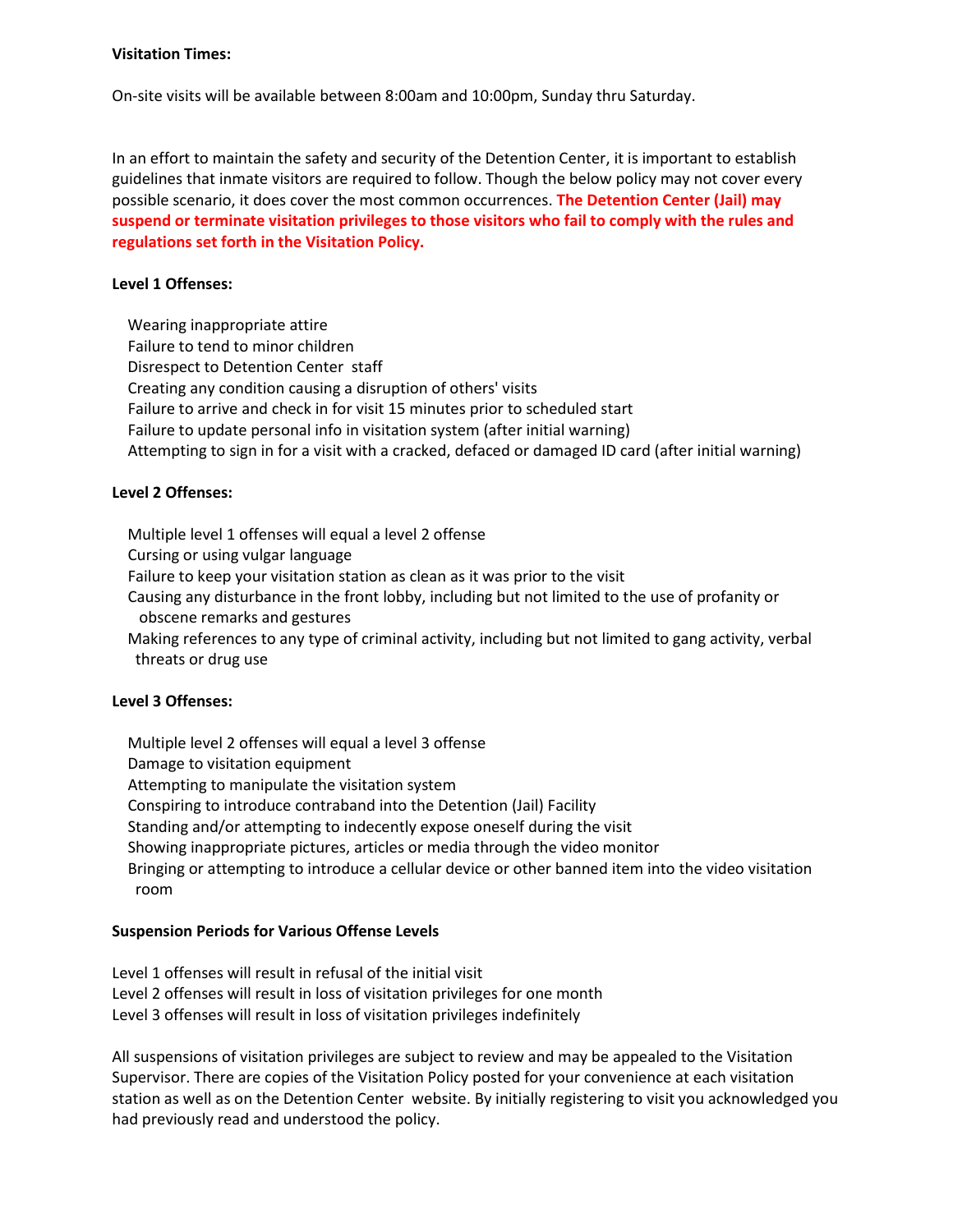**Visitation Times:**

On-site visits will be available between 8:00am and 10:00pm, Sunday thru Saturday.

In an effort to maintain the safety and security of the Detention Center, it is important to establish guidelines that inmate visitors are required to follow. Though the below policy may not cover every possible scenario, it does cover the most common occurrences. **The Detention Center (Jail) may suspend or terminate visitation privileges to those visitors who fail to comply with the rules and regulations set forth in the Visitation Policy.**

**Level 1 Offenses:**

- Wearing inappropriate attire
- Failure to tend to minor children
- Disrespect to Detention Center staff
- Creating any condition causing a disruption of others' visits
- Failure to arrive and check in for visit 15 minutes prior to scheduled start
- Failure to update personal info in visitation system (after initial warning)
- Attempting to sign in for a visit with a cracked, defaced or damaged ID card (after initial warning)

**Level 2 Offenses:**

- Multiple level 1 offenses will equal a level 2 offense
- Cursing or using vulgar language
- Failure to keep your visitation station as clean as it was prior to the visit
- Causing any disturbance in the front lobby, including but not limited to the use of profanity or obscene remarks and gestures
- Making references to any type of criminal activity, including but not limited to gang activity, verbal threats or drug use

**Level 3 Offenses:**

- Multiple level 2 offenses will equal a level 3 offense
- Damage to visitation equipment
- Attempting to manipulate the visitation system
- Conspiring to introduce contraband into the Detention (Jail) Facility
- Standing and/or attempting to indecently expose oneself during the visit
- Showing inappropriate pictures, articles or media through the video monitor
- Bringing or attempting to introduce a cellular device or other banned item into the video visitation room

**Suspension Periods for Various Offense Levels**

Level 1 offenses will result in refusal of the initial visit
Level 2 offenses will result in loss of visitation privileges for one month
Level 3 offenses will result in loss of visitation privileges indefinitely

All suspensions of visitation privileges are subject to review and may be appealed to the Visitation Supervisor. There are copies of the Visitation Policy posted for your convenience at each visitation station as well as on the Detention Center website. By initially registering to visit you acknowledged you had previously read and understood the policy.